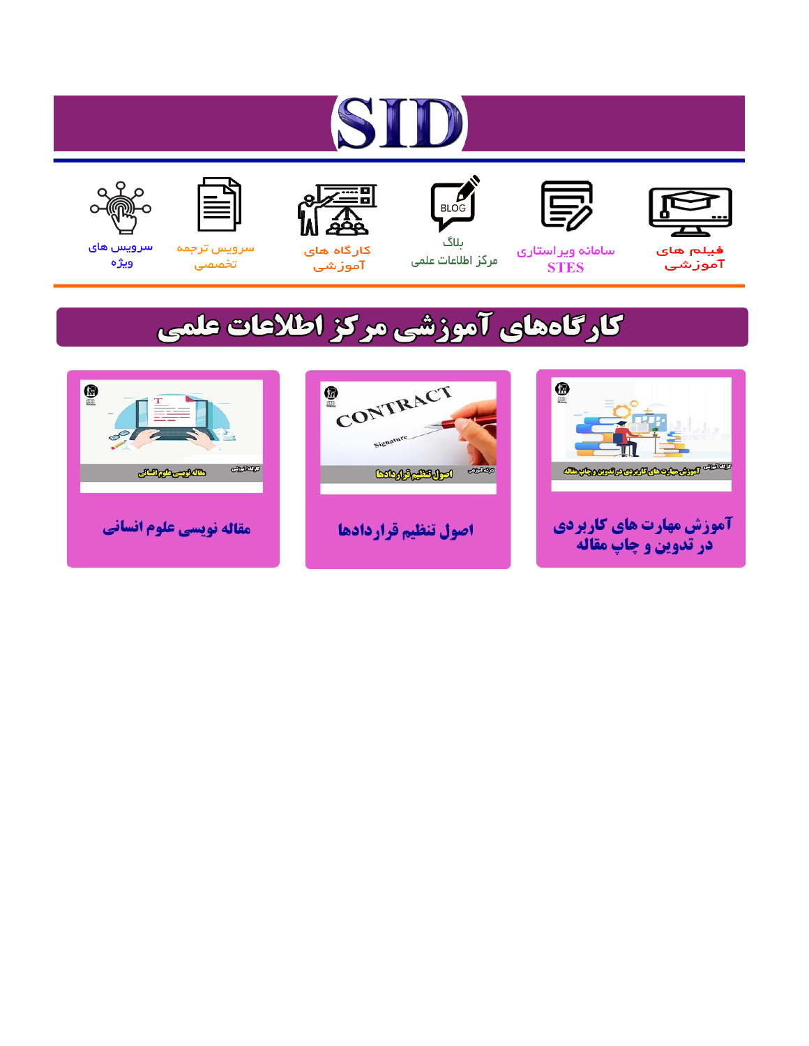# SID

فیلم های آموزشی | سامانه ویراستاری STES | بلاگ مرکز اطلاعات علمی | کارگاه های آموزشی | سرویس ترجمه تخصصی | سرویس های ویژه

## کارگاه‌های آموزشی مرکز اطلاعات علمی

آموزش مهارت های کاربردی در تدوین و چاپ مقاله

اصول تنظیم قراردادها

مقاله نویسی علوم انسانی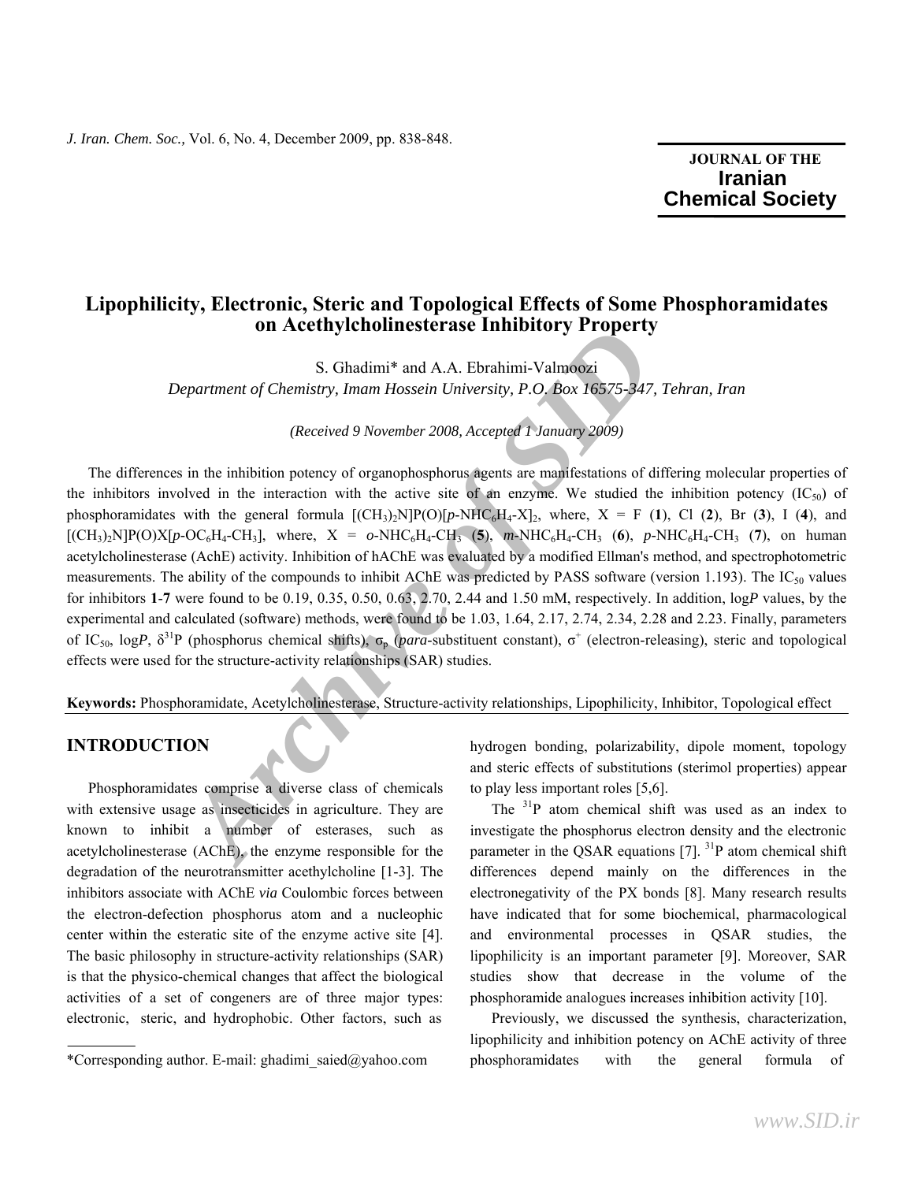# Lipophilicity, Electronic, Steric and Topological Effects of Some Phosphoramidates on Acethylcholinesterase Inhibitory Property

S. Ghadimi* and A.A. Ebrahimi-Valmoozi

*Department of Chemistry, Imam Hossein University, P.O. Box 16575-347, Tehran, Iran*

*(Received 9 November 2008, Accepted 1 January 2009)*

The differences in the inhibition potency of organophosphorus agents are manifestations of differing molecular properties of the inhibitors involved in the interaction with the active site of an enzyme. We studied the inhibition potency ($IC_{50}$) of phosphoramidates with the general formula $[(CH_3)_2N]P(O)[p\text{-}NHC_6H_4\text{-}X]_2$, where, X = F (**1**), Cl (**2**), Br (**3**), I (**4**), and $[(CH_3)_2N]P(O)X[p\text{-}OC_6H_4\text{-}CH_3]$, where, X = *o*-$NHC_6H_4$-$CH_3$ (**5**), *m*-$NHC_6H_4$-$CH_3$ (**6**), *p*-$NHC_6H_4$-$CH_3$ (**7**), on human acetylcholinesterase (AchE) activity. Inhibition of hAChE was evaluated by a modified Ellman's method, and spectrophotometric measurements. The ability of the compounds to inhibit AChE was predicted by PASS software (version 1.193). The $IC_{50}$ values for inhibitors **1**-**7** were found to be 0.19, 0.35, 0.50, 0.63, 2.70, 2.44 and 1.50 mM, respectively. In addition, log*P* values, by the experimental and calculated (software) methods, were found to be 1.03, 1.64, 2.17, 2.74, 2.34, 2.28 and 2.23. Finally, parameters of $IC_{50}$, log*P*, $\delta^{31}P$ (phosphorus chemical shifts), $\sigma_p$ (*para*-substituent constant), $\sigma^+$ (electron-releasing), steric and topological effects were used for the structure-activity relationships (SAR) studies.

**Keywords:** Phosphoramidate, Acetylcholinesterase, Structure-activity relationships, Lipophilicity, Inhibitor, Topological effect

## INTRODUCTION

Phosphoramidates comprise a diverse class of chemicals with extensive usage as insecticides in agriculture. They are known to inhibit a number of esterases, such as acetylcholinesterase (AChE), the enzyme responsible for the degradation of the neurotransmitter acethylcholine [1-3]. The inhibitors associate with AChE *via* Coulombic forces between the electron-defection phosphorus atom and a nucleophic center within the esteratic site of the enzyme active site [4]. The basic philosophy in structure-activity relationships (SAR) is that the physico-chemical changes that affect the biological activities of a set of congeners are of three major types: electronic, steric, and hydrophobic. Other factors, such as hydrogen bonding, polarizability, dipole moment, topology and steric effects of substitutions (sterimol properties) appear to play less important roles [5,6].

The $^{31}P$ atom chemical shift was used as an index to investigate the phosphorus electron density and the electronic parameter in the QSAR equations [7]. $^{31}P$ atom chemical shift differences depend mainly on the differences in the electronegativity of the PX bonds [8]. Many research results have indicated that for some biochemical, pharmacological and environmental processes in QSAR studies, the lipophilicity is an important parameter [9]. Moreover, SAR studies show that decrease in the volume of the phosphoramide analogues increases inhibition activity [10].

Previously, we discussed the synthesis, characterization, lipophilicity and inhibition potency on AChE activity of three phosphoramidates with the general formula of

*Corresponding author. E-mail: ghadimi_saied@yahoo.com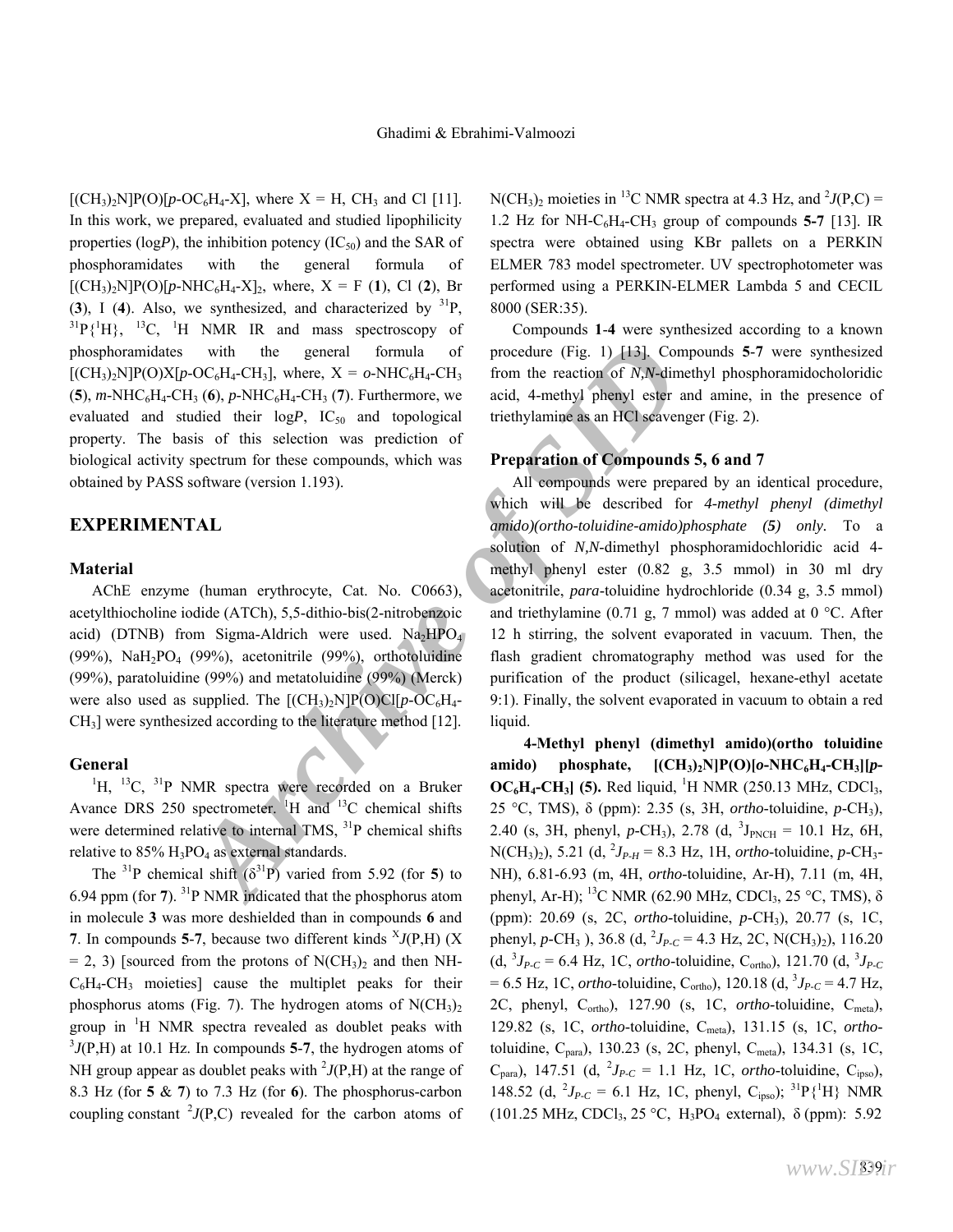$[(CH_3)_2N]P(O)[p\text{-}OC_6H_4\text{-}X]$, where X = H, $CH_3$ and Cl [11]. In this work, we prepared, evaluated and studied lipophilicity properties (log*P*), the inhibition potency ($IC_{50}$) and the SAR of phosphoramidates with the general formula of $[(CH_3)_2N]P(O)[p\text{-}NHC_6H_4\text{-}X]_2$, where, X = F (**1**), Cl (**2**), Br (**3**), I (**4**). Also, we synthesized, and characterized by $^{31}P$, $^{31}P\{^1H\}$, $^{13}C$, $^1H$ NMR IR and mass spectroscopy of phosphoramidates with the general formula of $[(CH_3)_2N]P(O)X[p\text{-}OC_6H_4\text{-}CH_3]$, where, X = *o*-$NHC_6H_4$-$CH_3$ (**5**), *m*-$NHC_6H_4$-$CH_3$ (**6**), *p*-$NHC_6H_4$-$CH_3$ (**7**). Furthermore, we evaluated and studied their log*P*, $IC_{50}$ and topological property. The basis of this selection was prediction of biological activity spectrum for these compounds, which was obtained by PASS software (version 1.193).

## EXPERIMENTAL

### Material

AChE enzyme (human erythrocyte, Cat. No. C0663), acetylthiocholine iodide (ATCh), 5,5-dithio-bis(2-nitrobenzoic acid) (DTNB) from Sigma-Aldrich were used. $Na_2HPO_4$ (99%), $NaH_2PO_4$ (99%), acetonitrile (99%), orthotoluidine (99%), paratoluidine (99%) and metatoluidine (99%) (Merck) were also used as supplied. The $[(CH_3)_2N]P(O)Cl[p\text{-}OC_6H_4\text{-}CH_3]$ were synthesized according to the literature method [12].

### General

$^1H$, $^{13}C$, $^{31}P$ NMR spectra were recorded on a Bruker Avance DRS 250 spectrometer. $^1H$ and $^{13}C$ chemical shifts were determined relative to internal TMS, $^{31}P$ chemical shifts relative to 85% $H_3PO_4$ as external standards.

The $^{31}P$ chemical shift ($\delta^{31}P$) varied from 5.92 (for **5**) to 6.94 ppm (for **7**). $^{31}P$ NMR indicated that the phosphorus atom in molecule **3** was more deshielded than in compounds **6** and **7**. In compounds **5**-**7**, because two different kinds $^XJ(P,H)$ (X = 2, 3) [sourced from the protons of $N(CH_3)_2$ and then NH-$C_6H_4$-$CH_3$ moieties] cause the multiplet peaks for their phosphorus atoms (Fig. 7). The hydrogen atoms of $N(CH_3)_2$ group in $^1H$ NMR spectra revealed as doublet peaks with $^3J(P,H)$ at 10.1 Hz. In compounds **5**-**7**, the hydrogen atoms of NH group appear as doublet peaks with $^2J(P,H)$ at the range of 8.3 Hz (for **5** & **7**) to 7.3 Hz (for **6**). The phosphorus-carbon coupling constant $^2J(P,C)$ revealed for the carbon atoms of $N(CH_3)_2$ moieties in $^{13}C$ NMR spectra at 4.3 Hz, and $^2J(P,C)$ = 1.2 Hz for NH-$C_6H_4$-$CH_3$ group of compounds **5**-**7** [13]. IR spectra were obtained using KBr pallets on a PERKIN ELMER 783 model spectrometer. UV spectrophotometer was performed using a PERKIN-ELMER Lambda 5 and CECIL 8000 (SER:35).

Compounds **1**-**4** were synthesized according to a known procedure (Fig. 1) [13]. Compounds **5**-**7** were synthesized from the reaction of *N,N*-dimethyl phosphoramidocholoridic acid, 4-methyl phenyl ester and amine, in the presence of triethylamine as an HCl scavenger (Fig. 2).

### Preparation of Compounds 5, 6 and 7

All compounds were prepared by an identical procedure, which will be described for *4-methyl phenyl (dimethyl amido)(ortho-toluidine-amido)phosphate (5) only*. To a solution of *N,N*-dimethyl phosphoramidochloridic acid 4-methyl phenyl ester (0.82 g, 3.5 mmol) in 30 ml dry acetonitrile, *para*-toluidine hydrochloride (0.34 g, 3.5 mmol) and triethylamine (0.71 g, 7 mmol) was added at 0 °C. After 12 h stirring, the solvent evaporated in vacuum. Then, the flash gradient chromatography method was used for the purification of the product (silicagel, hexane-ethyl acetate 9:1). Finally, the solvent evaporated in vacuum to obtain a red liquid.

**4-Methyl phenyl (dimethyl amido)(ortho toluidine amido) phosphate, $[(CH_3)_2N]P(O)[o\text{-}NHC_6H_4\text{-}CH_3][p\text{-}OC_6H_4\text{-}CH_3]$ (5).** Red liquid, $^1H$ NMR (250.13 MHz, $CDCl_3$, 25 °C, TMS), δ (ppm): 2.35 (s, 3H, *ortho*-toluidine, *p*-$CH_3$), 2.40 (s, 3H, phenyl, *p*-$CH_3$), 2.78 (d, $^3J_{PNCH}$ = 10.1 Hz, 6H, $N(CH_3)_2$), 5.21 (d, $^2J_{P\text{-}H}$ = 8.3 Hz, 1H, *ortho*-toluidine, *p*-$CH_3$-NH), 6.81-6.93 (m, 4H, *ortho*-toluidine, Ar-H), 7.11 (m, 4H, phenyl, Ar-H); $^{13}C$ NMR (62.90 MHz, $CDCl_3$, 25 °C, TMS), δ (ppm): 20.69 (s, 2C, *ortho*-toluidine, *p*-$CH_3$), 20.77 (s, 1C, phenyl, *p*-$CH_3$ ), 36.8 (d, $^2J_{P\text{-}C}$ = 4.3 Hz, 2C, $N(CH_3)_2$), 116.20 (d, $^3J_{P\text{-}C}$ = 6.4 Hz, 1C, *ortho*-toluidine, $C_{ortho}$), 121.70 (d, $^3J_{P\text{-}C}$ = 6.5 Hz, 1C, *ortho*-toluidine, $C_{ortho}$), 120.18 (d, $^3J_{P\text{-}C}$ = 4.7 Hz, 2C, phenyl, $C_{ortho}$), 127.90 (s, 1C, *ortho*-toluidine, $C_{meta}$), 129.82 (s, 1C, *ortho*-toluidine, $C_{meta}$), 131.15 (s, 1C, *ortho*-toluidine, $C_{para}$), 130.23 (s, 2C, phenyl, $C_{meta}$), 134.31 (s, 1C, $C_{para}$), 147.51 (d, $^2J_{P\text{-}C}$ = 1.1 Hz, 1C, *ortho*-toluidine, $C_{ipso}$), 148.52 (d, $^2J_{P\text{-}C}$ = 6.1 Hz, 1C, phenyl, $C_{ipso}$); $^{31}P\{^1H\}$ NMR (101.25 MHz, $CDCl_3$, 25 °C, $H_3PO_4$ external), δ (ppm): 5.92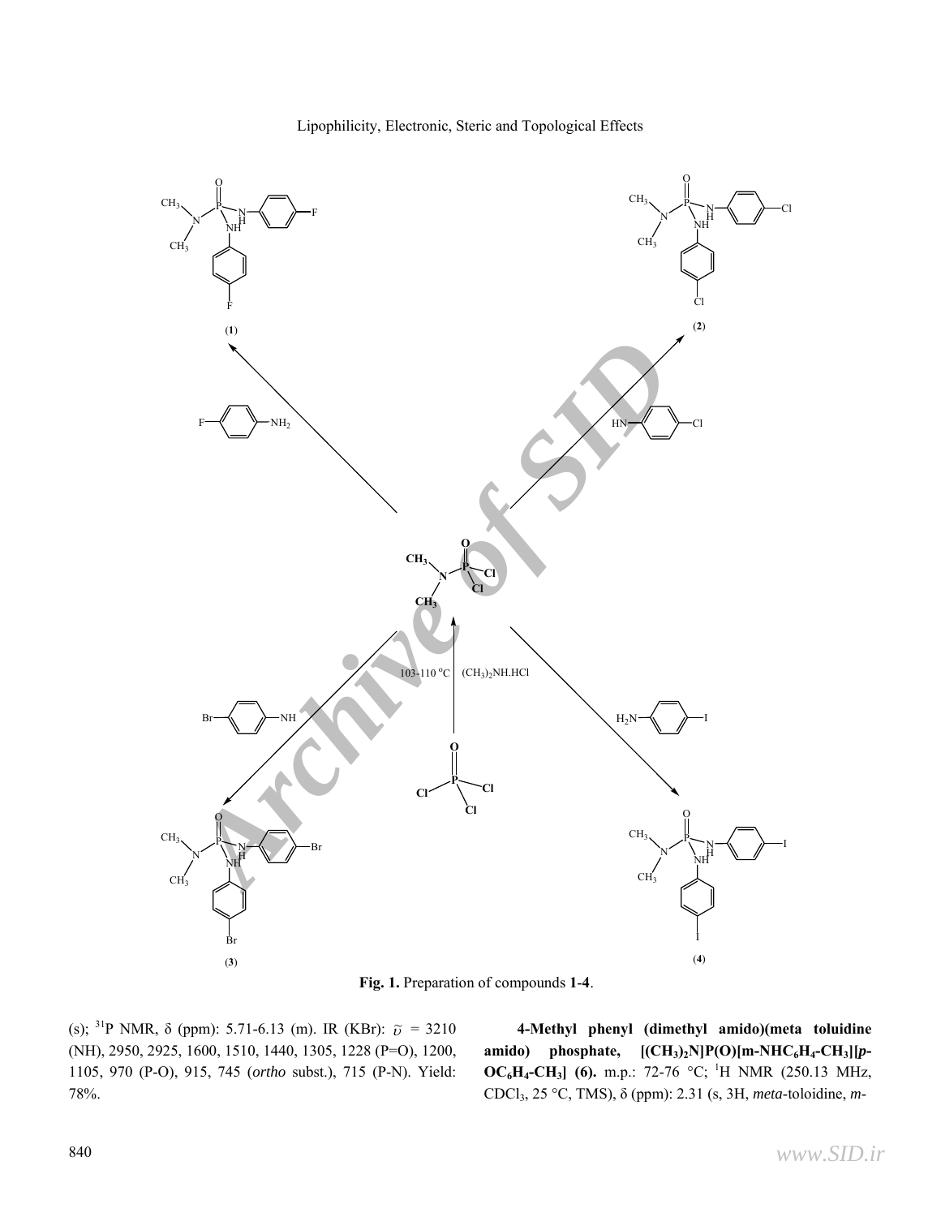**Fig. 1.** Preparation of compounds **1-4**.

(s); [31]P NMR, δ (ppm): 5.71-6.13 (m). IR (KBr): $\tilde{\upsilon}$ = 3210 (NH), 2950, 2925, 1600, 1510, 1440, 1305, 1228 (P=O), 1200, 1105, 970 (P-O), 915, 745 (*ortho* subst.), 715 (P-N). Yield: 78%.

**4-Methyl phenyl (dimethyl amido)(meta toluidine amido) phosphate, [$(CH_3)_2N$]P(O)[m-$NHC_6H_4$-$CH_3$][*p*-$OC_6H_4$-$CH_3$] (6).** m.p.: 72-76 °C; [1]H NMR (250.13 MHz, $CDCl_3$, 25 °C, TMS), δ (ppm): 2.31 (s, 3H, *meta*-toloidine, *m*-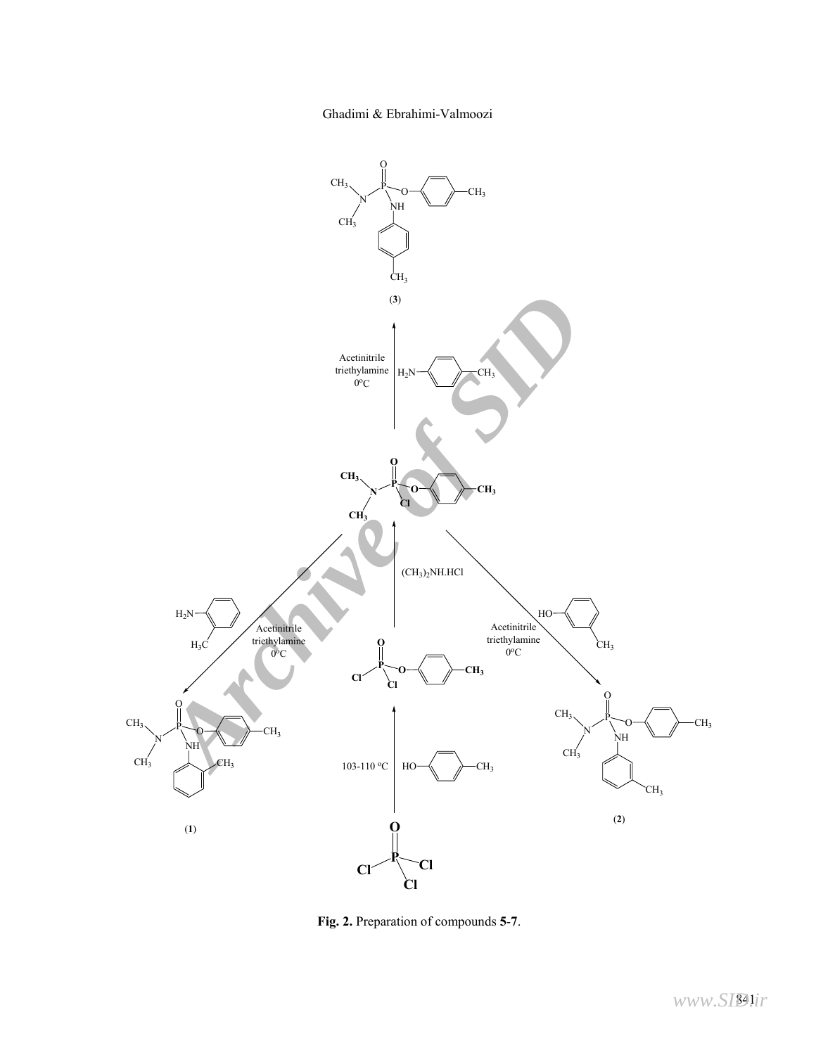Fig. 2. Preparation of compounds **5**-**7**.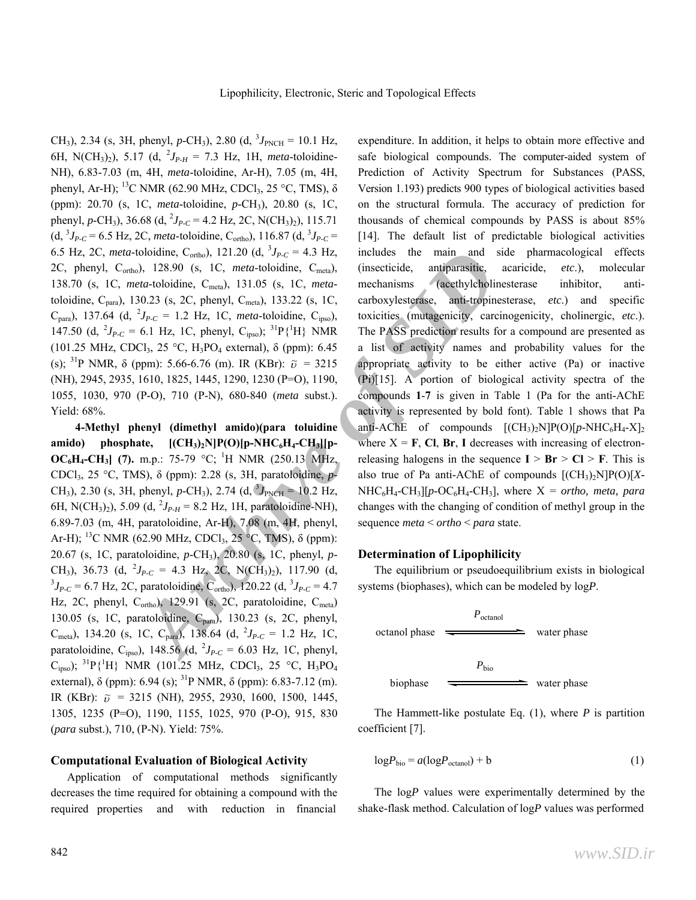$CH_3$), 2.34 (s, 3H, phenyl, *p*-$CH_3$), 2.80 (d, $^3J_{PNCH}$ = 10.1 Hz, 6H, $N(CH_3)_2$), 5.17 (d, $^2J_{P-H}$ = 7.3 Hz, 1H, *meta*-toloidine-NH), 6.83-7.03 (m, 4H, *meta*-toloidine, Ar-H), 7.05 (m, 4H, phenyl, Ar-H); $^{13}$C NMR (62.90 MHz, $CDCl_3$, 25 °C, TMS), δ (ppm): 20.70 (s, 1C, *meta*-toloidine, *p*-$CH_3$), 20.80 (s, 1C, phenyl, *p*-$CH_3$), 36.68 (d, $^2J_{P-C}$ = 4.2 Hz, 2C, $N(CH_3)_2$), 115.71 (d, $^3J_{P-C}$ = 6.5 Hz, 2C, *meta*-toloidine, $C_{ortho}$), 116.87 (d, $^3J_{P-C}$ = 6.5 Hz, 2C, *meta*-toloidine, $C_{ortho}$), 121.20 (d, $^3J_{P-C}$ = 4.3 Hz, 2C, phenyl, $C_{ortho}$), 128.90 (s, 1C, *meta*-toloidine, $C_{meta}$), 138.70 (s, 1C, *meta*-toloidine, $C_{meta}$), 131.05 (s, 1C, *meta*-toloidine, $C_{para}$), 130.23 (s, 2C, phenyl, $C_{meta}$), 133.22 (s, 1C, $C_{para}$), 137.64 (d, $^2J_{P-C}$ = 1.2 Hz, 1C, *meta*-toloidine, $C_{ipso}$), 147.50 (d, $^2J_{P-C}$ = 6.1 Hz, 1C, phenyl, $C_{ipso}$); $^{31}P\{^1H\}$ NMR (101.25 MHz, $CDCl_3$, 25 °C, $H_3PO_4$ external), δ (ppm): 6.45 (s); $^{31}$P NMR, δ (ppm): 5.66-6.76 (m). IR (KBr): $\tilde{\upsilon}$ = 3215 (NH), 2945, 2935, 1610, 1825, 1445, 1290, 1230 (P=O), 1190, 1055, 1030, 970 (P-O), 710 (P-N), 680-840 (*meta* subst.). Yield: 68%.

**4-Methyl phenyl (dimethyl amido)(para toluidine amido) phosphate, $[(CH_3)_2N]P(O)[p\text{-}NHC_6H_4\text{-}CH_3][p\text{-}OC_6H_4\text{-}CH_3]$ (7).** m.p.: 75-79 °C; $^1$H NMR (250.13 MHz, $CDCl_3$, 25 °C, TMS), δ (ppm): 2.28 (s, 3H, paratoloidine, *p*-$CH_3$), 2.30 (s, 3H, phenyl, *p*-$CH_3$), 2.74 (d, $^3J_{PNCH}$ = 10.2 Hz, 6H, $N(CH_3)_2$), 5.09 (d, $^2J_{P-H}$ = 8.2 Hz, 1H, paratoloidine-NH), 6.89-7.03 (m, 4H, paratoloidine, Ar-H), 7.08 (m, 4H, phenyl, Ar-H); $^{13}$C NMR (62.90 MHz, $CDCl_3$, 25 °C, TMS), δ (ppm): 20.67 (s, 1C, paratoloidine, *p*-$CH_3$), 20.80 (s, 1C, phenyl, *p*-$CH_3$), 36.73 (d, $^2J_{P-C}$ = 4.3 Hz, 2C, $N(CH_3)_2$), 117.90 (d, $^3J_{P-C}$ = 6.7 Hz, 2C, paratoloidine, $C_{ortho}$), 120.22 (d, $^3J_{P-C}$ = 4.7 Hz, 2C, phenyl, $C_{ortho}$), 129.91 (s, 2C, paratoloidine, $C_{meta}$) 130.05 (s, 1C, paratoloidine, $C_{para}$), 130.23 (s, 2C, phenyl, $C_{meta}$), 134.20 (s, 1C, $C_{para}$), 138.64 (d, $^2J_{P-C}$ = 1.2 Hz, 1C, paratoloidine, $C_{ipso}$), 148.56 (d, $^2J_{P-C}$ = 6.03 Hz, 1C, phenyl, $C_{ipso}$); $^{31}P\{^1H\}$ NMR (101.25 MHz, $CDCl_3$, 25 °C, $H_3PO_4$ external), δ (ppm): 6.94 (s); $^{31}$P NMR, δ (ppm): 6.83-7.12 (m). IR (KBr): $\tilde{\upsilon}$ = 3215 (NH), 2955, 2930, 1600, 1500, 1445, 1305, 1235 (P=O), 1190, 1155, 1025, 970 (P-O), 915, 830 (*para* subst.), 710, (P-N). Yield: 75%.

### Computational Evaluation of Biological Activity

Application of computational methods significantly decreases the time required for obtaining a compound with the required properties and with reduction in financial expenditure. In addition, it helps to obtain more effective and safe biological compounds. The computer-aided system of Prediction of Activity Spectrum for Substances (PASS, Version 1.193) predicts 900 types of biological activities based on the structural formula. The accuracy of prediction for thousands of chemical compounds by PASS is about 85% [14]. The default list of predictable biological activities includes the main and side pharmacological effects (insecticide, antiparasitic, acaricide, *etc.*), molecular mechanisms (acethylcholinesterase inhibitor, anti-carboxylesterase, anti-tropinesterase, *etc.*) and specific toxicities (mutagenicity, carcinogenicity, cholinergic, *etc.*). The PASS prediction results for a compound are presented as a list of activity names and probability values for the appropriate activity to be either active (Pa) or inactive (Pi)[15]. A portion of biological activity spectra of the compounds **1**-**7** is given in Table 1 (Pa for the anti-AChE activity is represented by bold font). Table 1 shows that Pa anti-AChE of compounds $[(CH_3)_2N]P(O)[p\text{-}NHC_6H_4\text{-}X]_2$ where X = **F**, **Cl**, **Br**, **I** decreases with increasing of electron-releasing halogens in the sequence **I** > **Br** > **Cl** > **F**. This is also true of Pa anti-AChE of compounds $[(CH_3)_2N]P(O)[X\text{-}NHC_6H_4\text{-}CH_3][p\text{-}OC_6H_4\text{-}CH_3]$, where X = *ortho, meta, para* changes with the changing of condition of methyl group in the sequence *meta* < *ortho* < *para* state.

### Determination of Lipophilicity

The equilibrium or pseudoequilibrium exists in biological systems (biophases), which can be modeled by log*P*.

$$\text{octanol phase} \;\overset{P_{\text{octanol}}}{\rightleftharpoons}\; \text{water phase}$$

$$\text{biophase} \;\overset{P_{\text{bio}}}{\rightleftharpoons}\; \text{water phase}$$

The Hammett-like postulate Eq. (1), where *P* is partition coefficient [7].

$$\log P_{\text{bio}} = a(\log P_{\text{octanol}}) + \text{b} \tag{1}$$

The log*P* values were experimentally determined by the shake-flask method. Calculation of log*P* values was performed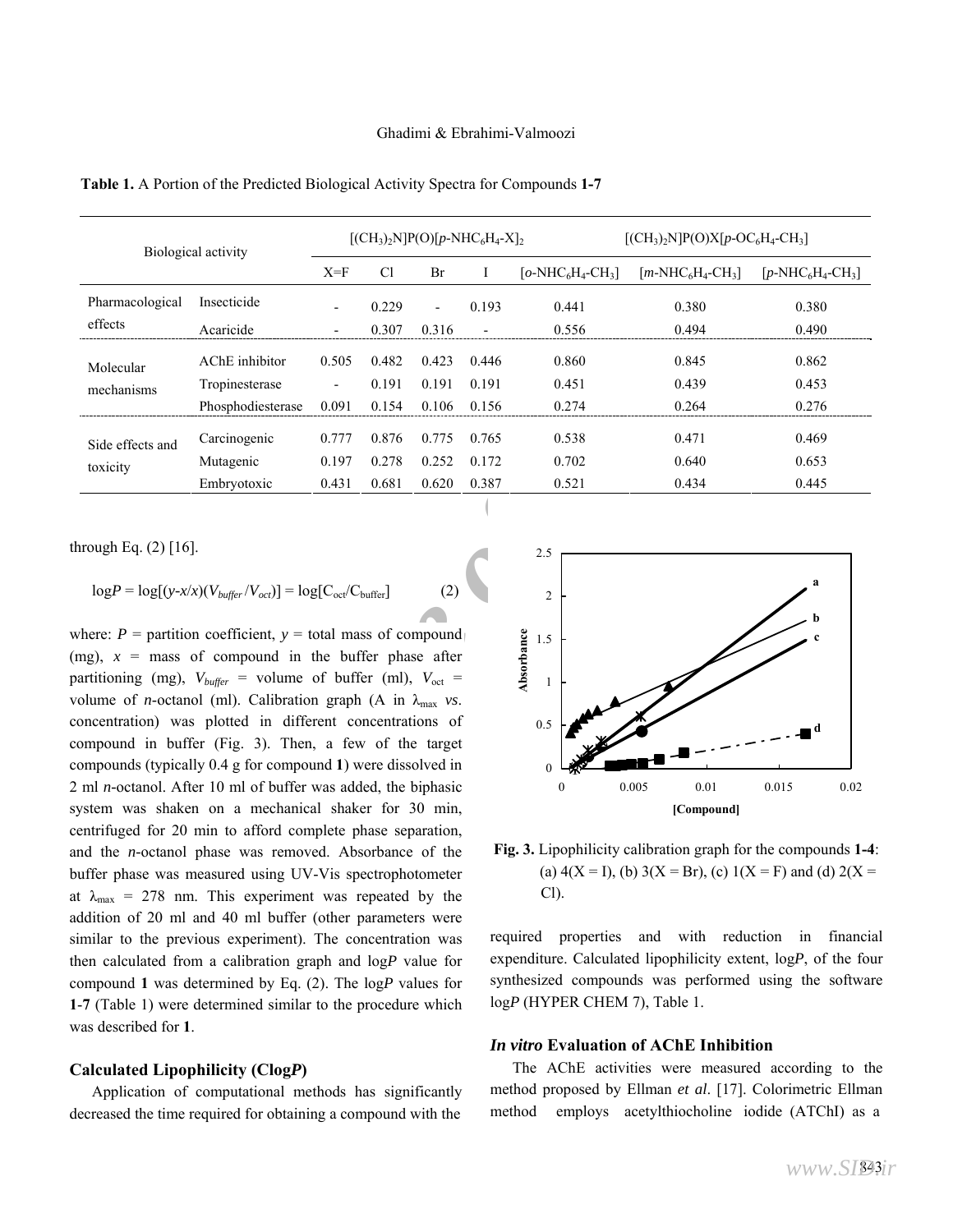**Table 1.** A Portion of the Predicted Biological Activity Spectra for Compounds **1-7**

| Biological activity | | $[(CH_3)_2N]P(O)[p\text{-}NHC_6H_4\text{-}X]_2$ | | | | $[(CH_3)_2N]P(O)X[p\text{-}OC_6H_4\text{-}CH_3]$ | | |
|---|---|---|---|---|---|---|---|---|
| | | X=F | Cl | Br | I | $[o\text{-}NHC_6H_4\text{-}CH_3]$ | $[m\text{-}NHC_6H_4\text{-}CH_3]$ | $[p\text{-}NHC_6H_4\text{-}CH_3]$ |
| Pharmacological effects | Insecticide | - | 0.229 | - | 0.193 | 0.441 | 0.380 | 0.380 |
| | Acaricide | - | 0.307 | 0.316 | - | 0.556 | 0.494 | 0.490 |
| Molecular mechanisms | AChE inhibitor | 0.505 | 0.482 | 0.423 | 0.446 | 0.860 | 0.845 | 0.862 |
| | Tropinesterase | - | 0.191 | 0.191 | 0.191 | 0.451 | 0.439 | 0.453 |
| | Phosphodiesterase | 0.091 | 0.154 | 0.106 | 0.156 | 0.274 | 0.264 | 0.276 |
| Side effects and toxicity | Carcinogenic | 0.777 | 0.876 | 0.775 | 0.765 | 0.538 | 0.471 | 0.469 |
| | Mutagenic | 0.197 | 0.278 | 0.252 | 0.172 | 0.702 | 0.640 | 0.653 |
| | Embryotoxic | 0.431 | 0.681 | 0.620 | 0.387 | 0.521 | 0.434 | 0.445 |

through Eq. (2) [16].

$$\log P = \log[(y\text{-}x/x)(V_{buffer}/V_{oct})] = \log[C_{oct}/C_{buffer}] \qquad (2)$$

where: $P$ = partition coefficient, $y$ = total mass of compound (mg), $x$ = mass of compound in the buffer phase after partitioning (mg), $V_{buffer}$ = volume of buffer (ml), $V_{oct}$ = volume of *n*-octanol (ml). Calibration graph (A in $\lambda_{max}$ *vs*. concentration) was plotted in different concentrations of compound in buffer (Fig. 3). Then, a few of the target compounds (typically 0.4 g for compound **1**) were dissolved in 2 ml *n*-octanol. After 10 ml of buffer was added, the biphasic system was shaken on a mechanical shaker for 30 min, centrifuged for 20 min to afford complete phase separation, and the *n*-octanol phase was removed. Absorbance of the buffer phase was measured using UV-Vis spectrophotometer at $\lambda_{max}$ = 278 nm. This experiment was repeated by the addition of 20 ml and 40 ml buffer (other parameters were similar to the previous experiment). The concentration was then calculated from a calibration graph and log*P* value for compound **1** was determined by Eq. (2). The log*P* values for **1**-**7** (Table 1) were determined similar to the procedure which was described for **1**.

**Fig. 3.** Lipophilicity calibration graph for the compounds **1-4**: (a) 4(X = I), (b) 3(X = Br), (c) 1(X = F) and (d) 2(X = Cl).

### Calculated Lipophilicity (Clog*P*)

Application of computational methods has significantly decreased the time required for obtaining a compound with the required properties and with reduction in financial expenditure. Calculated lipophilicity extent, log*P*, of the four synthesized compounds was performed using the software log*P* (HYPER CHEM 7), Table 1.

### *In vitro* Evaluation of AChE Inhibition

The AChE activities were measured according to the method proposed by Ellman *et al*. [17]. Colorimetric Ellman method employs acetylthiocholine iodide (ATChI) as a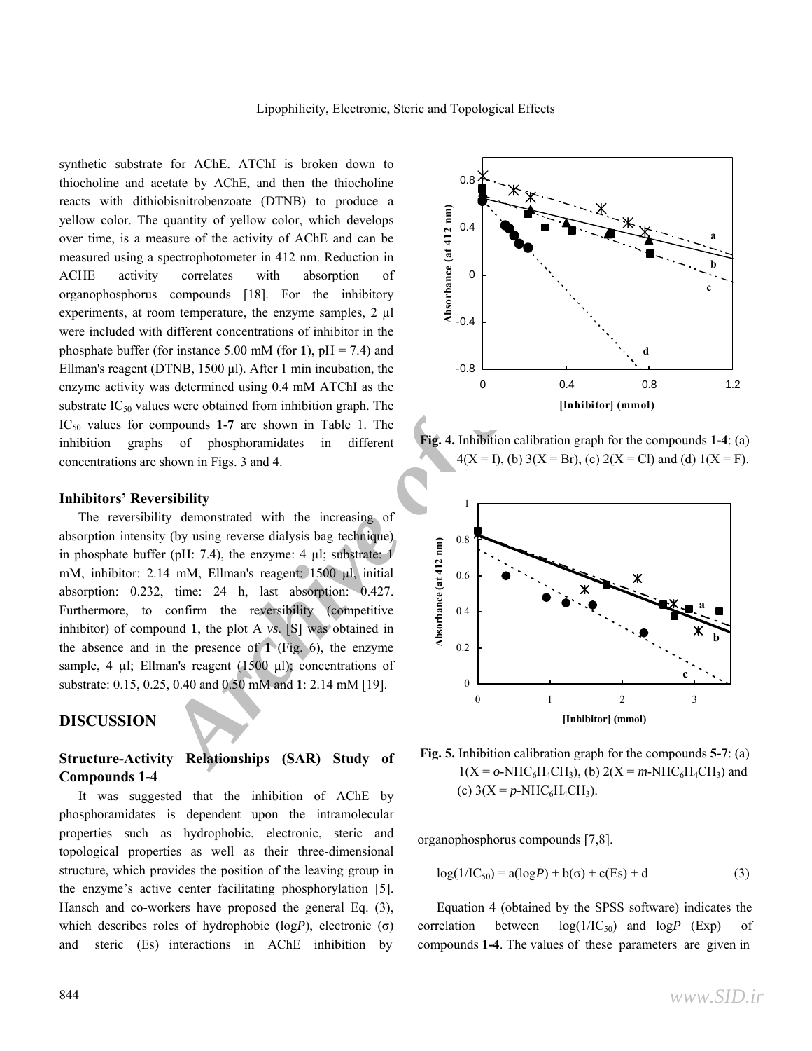synthetic substrate for AChE. ATChI is broken down to thiocholine and acetate by AChE, and then the thiocholine reacts with dithiobisnitrobenzoate (DTNB) to produce a yellow color. The quantity of yellow color, which develops over time, is a measure of the activity of AChE and can be measured using a spectrophotometer in 412 nm. Reduction in ACHE activity correlates with absorption of organophosphorus compounds [18]. For the inhibitory experiments, at room temperature, the enzyme samples, 2 µl were included with different concentrations of inhibitor in the phosphate buffer (for instance 5.00 mM (for **1**), pH = 7.4) and Ellman's reagent (DTNB, 1500 µl). After 1 min incubation, the enzyme activity was determined using 0.4 mM ATChI as the substrate $IC_{50}$ values were obtained from inhibition graph. The $IC_{50}$ values for compounds **1**-**7** are shown in Table 1. The inhibition graphs of phosphoramidates in different concentrations are shown in Figs. 3 and 4.

**Fig. 4.** Inhibition calibration graph for the compounds **1-4**: (a) 4(X = I), (b) 3(X = Br), (c) 2(X = Cl) and (d) 1(X = F).

### Inhibitors' Reversibility

The reversibility demonstrated with the increasing of absorption intensity (by using reverse dialysis bag technique) in phosphate buffer (pH: 7.4), the enzyme: 4 µl; substrate: 1 mM, inhibitor: 2.14 mM, Ellman's reagent: 1500 µl, initial absorption: 0.232, time: 24 h, last absorption: 0.427. Furthermore, to confirm the reversibility (competitive inhibitor) of compound **1**, the plot A *vs*. [S] was obtained in the absence and in the presence of **1** (Fig. 6), the enzyme sample, 4 µl; Ellman's reagent (1500 µl); concentrations of substrate: 0.15, 0.25, 0.40 and 0.50 mM and **1**: 2.14 mM [19].

**Fig. 5.** Inhibition calibration graph for the compounds **5-7**: (a) 1(X = *o*-$NHC_6H_4CH_3$), (b) 2(X = *m*-$NHC_6H_4CH_3$) and (c) 3(X = *p*-$NHC_6H_4CH_3$).

## DISCUSSION

### Structure-Activity Relationships (SAR) Study of Compounds 1-4

It was suggested that the inhibition of AChE by phosphoramidates is dependent upon the intramolecular properties such as hydrophobic, electronic, steric and topological properties as well as their three-dimensional structure, which provides the position of the leaving group in the enzyme's active center facilitating phosphorylation [5]. Hansch and co-workers have proposed the general Eq. (3), which describes roles of hydrophobic (log*P*), electronic (σ) and steric (Es) interactions in AChE inhibition by organophosphorus compounds [7,8].

$$\log(1/IC_{50}) = a(\log P) + b(\sigma) + c(Es) + d \quad (3)$$

Equation 4 (obtained by the SPSS software) indicates the correlation between $\log(1/IC_{50})$ and log*P* (Exp) of compounds **1-4**. The values of these parameters are given in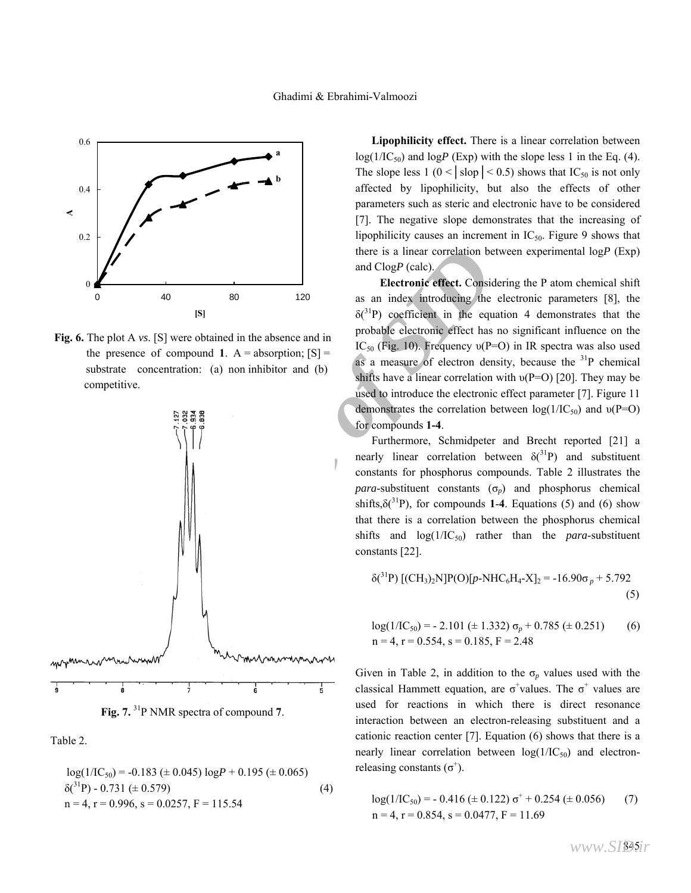Fig. 6. The plot A *vs.* [S] were obtained in the absence and in the presence of compound **1**. A = absorption; [S] = substrate concentration: (a) non inhibitor and (b) competitive.

Fig. 7. $^{31}$P NMR spectra of compound **7**.

Table 2.

$$\log(1/IC_{50}) = -0.183\ (\pm\ 0.045)\ \log P + 0.195\ (\pm\ 0.065)\ \delta(^{31}P) - 0.731\ (\pm\ 0.579) \quad (4)$$

$n = 4$, $r = 0.996$, $s = 0.0257$, $F = 115.54$

**Lipophilicity effect.** There is a linear correlation between $\log(1/IC_{50})$ and $\log P$ (Exp) with the slope less 1 in the Eq. (4). The slope less 1 ($0 < |\text{slop}| < 0.5$) shows that $IC_{50}$ is not only affected by lipophilicity, but also the effects of other parameters such as steric and electronic have to be considered [7]. The negative slope demonstrates that the increasing of lipophilicity causes an increment in $IC_{50}$. Figure 9 shows that there is a linear correlation between experimental $\log P$ (Exp) and $C\log P$ (calc).

**Electronic effect.** Considering the P atom chemical shift as an index introducing the electronic parameters [8], the $\delta(^{31}P)$ coefficient in the equation 4 demonstrates that the probable electronic effect has no significant influence on the $IC_{50}$ (Fig. 10). Frequency $\upsilon$(P=O) in IR spectra was also used as a measure of electron density, because the $^{31}$P chemical shifts have a linear correlation with $\upsilon$(P=O) [20]. They may be used to introduce the electronic effect parameter [7]. Figure 11 demonstrates the correlation between $\log(1/IC_{50})$ and $\upsilon$(P=O) for compounds **1-4**.

Furthermore, Schmidpeter and Brecht reported [21] a nearly linear correlation between $\delta(^{31}P)$ and substituent constants for phosphorus compounds. Table 2 illustrates the *para*-substituent constants ($\sigma_p$) and phosphorus chemical shifts, $\delta(^{31}P)$, for compounds **1-4**. Equations (5) and (6) show that there is a correlation between the phosphorus chemical shifts and $\log(1/IC_{50})$ rather than the *para*-substituent constants [22].

$$\delta(^{31}P)\ [(CH_3)_2N]P(O)[p\text{-}NHC_6H_4\text{-}X]_2 = -16.90\sigma_p + 5.792 \quad (5)$$

$$\log(1/IC_{50}) = -2.101\ (\pm\ 1.332)\ \sigma_p + 0.785\ (\pm\ 0.251) \quad (6)$$

$n = 4$, $r = 0.554$, $s = 0.185$, $F = 2.48$

Given in Table 2, in addition to the $\sigma_p$ values used with the classical Hammett equation, are $\sigma^+$ values. The $\sigma^+$ values are used for reactions in which there is direct resonance interaction between an electron-releasing substituent and a cationic reaction center [7]. Equation (6) shows that there is a nearly linear correlation between $\log(1/IC_{50})$ and electron-releasing constants ($\sigma^+$).

$$\log(1/IC_{50}) = -0.416\ (\pm\ 0.122)\ \sigma^+ + 0.254\ (\pm\ 0.056) \quad (7)$$

$n = 4$, $r = 0.854$, $s = 0.0477$, $F = 11.69$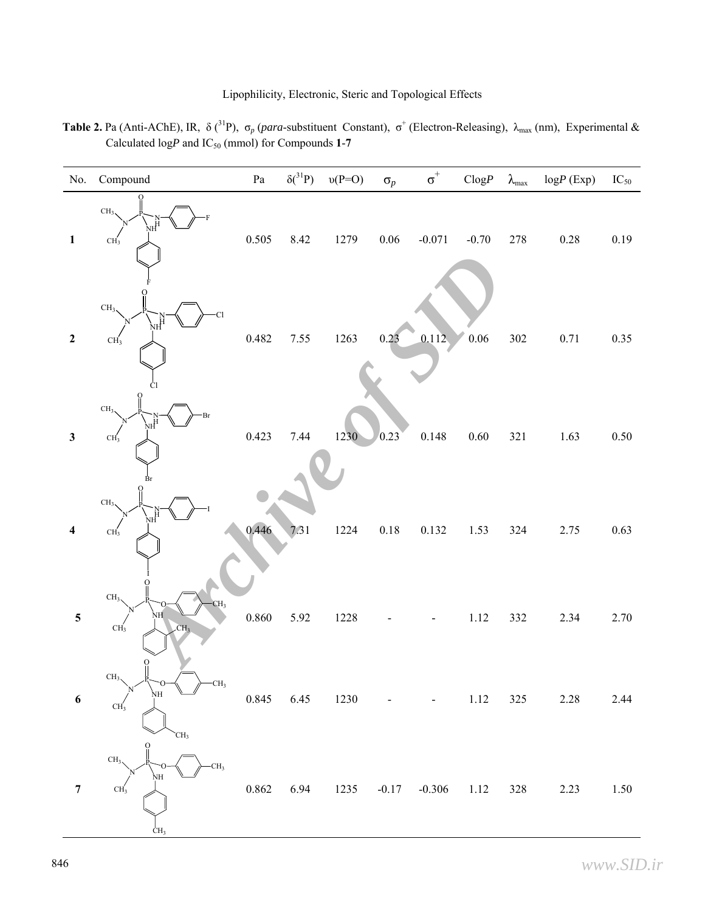**Table 2.** Pa (Anti-AChE), IR, δ ($^{31}P$), $\sigma_p$ (*para*-substituent Constant), $\sigma^+$ (Electron-Releasing), $\lambda_{max}$ (nm), Experimental & Calculated log*P* and $IC_{50}$ (mmol) for Compounds **1**-**7**

| No. | Compound | Pa | δ($^{31}P$) | υ(P=O) | $\sigma_p$ | $\sigma^+$ | Clog*P* | $\lambda_{max}$ | log*P* (Exp) | $IC_{50}$ |
|---|---|---|---|---|---|---|---|---|---|---|
| **1** | | 0.505 | 8.42 | 1279 | 0.06 | -0.071 | -0.70 | 278 | 0.28 | 0.19 |
| **2** | | 0.482 | 7.55 | 1263 | 0.23 | 0.112 | 0.06 | 302 | 0.71 | 0.35 |
| **3** | | 0.423 | 7.44 | 1230 | 0.23 | 0.148 | 0.60 | 321 | 1.63 | 0.50 |
| **4** | | 0.446 | 7.31 | 1224 | 0.18 | 0.132 | 1.53 | 324 | 2.75 | 0.63 |
| **5** | | 0.860 | 5.92 | 1228 | - | - | 1.12 | 332 | 2.34 | 2.70 |
| **6** | | 0.845 | 6.45 | 1230 | - | - | 1.12 | 325 | 2.28 | 2.44 |
| **7** | | 0.862 | 6.94 | 1235 | -0.17 | -0.306 | 1.12 | 328 | 2.23 | 1.50 |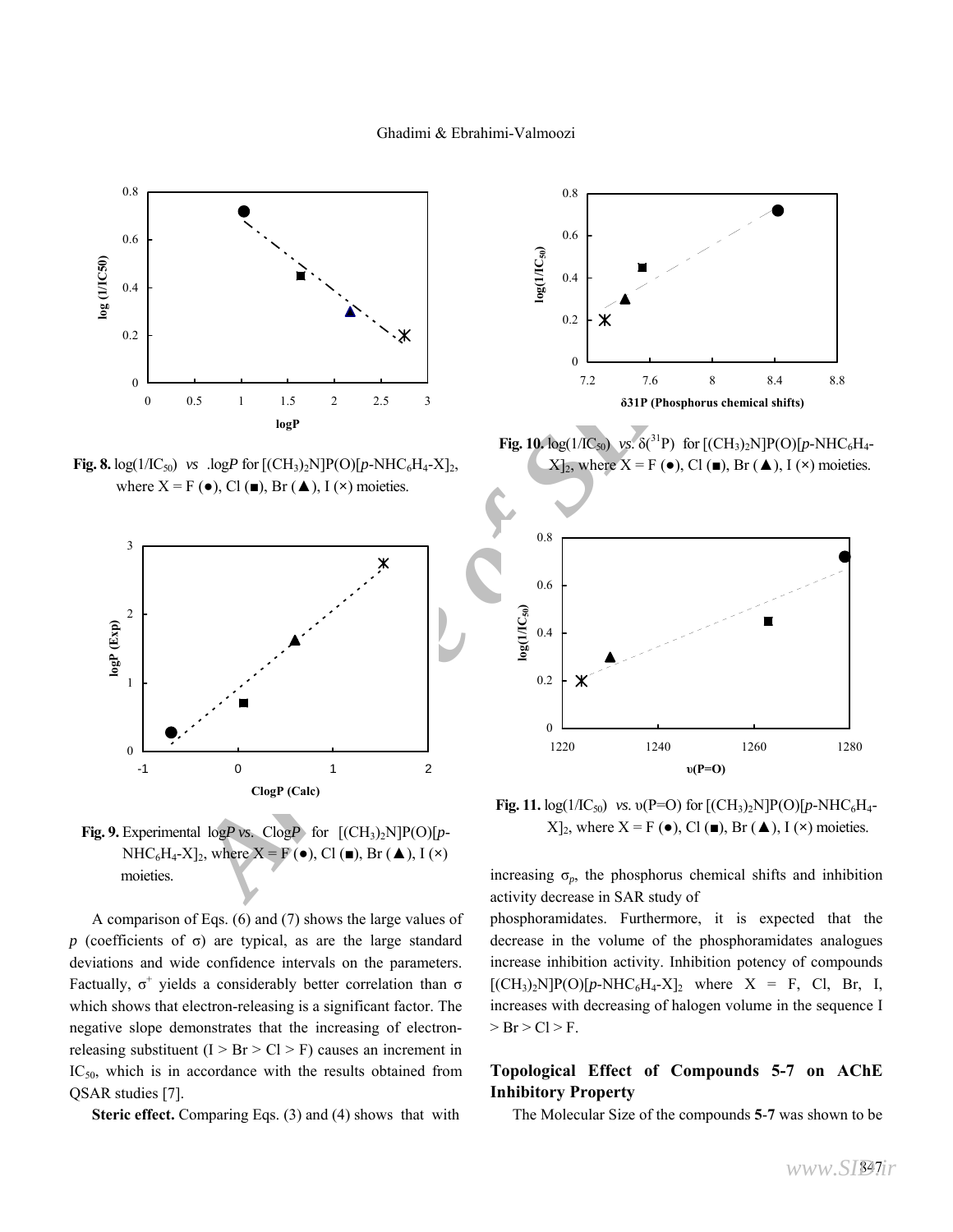**Fig. 8.** $\log(1/IC_{50})$ *vs* .log*P* for $[(CH_3)_2N]P(O)[p\text{-}NHC_6H_4\text{-}X]_2$, where X = F (●), Cl (■), Br (▲), I (×) moieties.

**Fig. 9.** Experimental log*P* *vs*. Clog*P* for $[(CH_3)_2N]P(O)[p\text{-}NHC_6H_4\text{-}X]_2$, where X = F (●), Cl (■), Br (▲), I (×) moieties.

A comparison of Eqs. (6) and (7) shows the large values of *p* (coefficients of σ) are typical, as are the large standard deviations and wide confidence intervals on the parameters. Factually, $\sigma^+$ yields a considerably better correlation than σ which shows that electron-releasing is a significant factor. The negative slope demonstrates that the increasing of electron-releasing substituent (I > Br > Cl > F) causes an increment in $IC_{50}$, which is in accordance with the results obtained from QSAR studies [7].

**Steric effect.** Comparing Eqs. (3) and (4) shows that with

**Fig. 10.** $\log(1/IC_{50})$ *vs*. $\delta(^{31}P)$ for $[(CH_3)_2N]P(O)[p\text{-}NHC_6H_4\text{-}X]_2$, where X = F (●), Cl (■), Br (▲), I (×) moieties.

**Fig. 11.** $\log(1/IC_{50})$ *vs*. υ(P=O) for $[(CH_3)_2N]P(O)[p\text{-}NHC_6H_4\text{-}X]_2$, where X = F (●), Cl (■), Br (▲), I (×) moieties.

increasing $\sigma_p$, the phosphorus chemical shifts and inhibition activity decrease in SAR study of phosphoramidates. Furthermore, it is expected that the decrease in the volume of the phosphoramidates analogues increase inhibition activity. Inhibition potency of compounds $[(CH_3)_2N]P(O)[p\text{-}NHC_6H_4\text{-}X]_2$ where X = F, Cl, Br, I, increases with decreasing of halogen volume in the sequence I > Br > Cl > F.

## Topological Effect of Compounds 5-7 on AChE Inhibitory Property

The Molecular Size of the compounds **5**-**7** was shown to be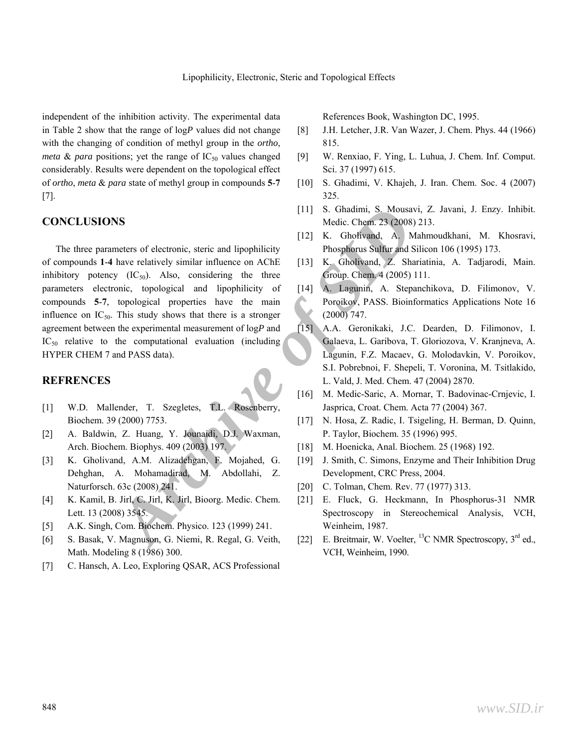independent of the inhibition activity. The experimental data in Table 2 show that the range of log*P* values did not change with the changing of condition of methyl group in the *ortho*, *meta* & *para* positions; yet the range of $IC_{50}$ values changed considerably. Results were dependent on the topological effect of *ortho*, *meta* & *para* state of methyl group in compounds **5**-**7** [7].

## CONCLUSIONS

The three parameters of electronic, steric and lipophilicity of compounds **1**-**4** have relatively similar influence on AChE inhibitory potency ($IC_{50}$). Also, considering the three parameters electronic, topological and lipophilicity of compounds **5**-**7**, topological properties have the main influence on $IC_{50}$. This study shows that there is a stronger agreement between the experimental measurement of log*P* and $IC_{50}$ relative to the computational evaluation (including HYPER CHEM 7 and PASS data).

## REFRENCES

[1] W.D. Mallender, T. Szegletes, T.L. Rosenberry, Biochem. 39 (2000) 7753.

[2] A. Baldwin, Z. Huang, Y. Jounaidi, D.J. Waxman, Arch. Biochem. Biophys. 409 (2003) 197.

[3] K. Gholivand, A.M. Alizadehgan, F. Mojahed, G. Dehghan, A. Mohamadirad, M. Abdollahi, Z. Naturforsch. 63c (2008) 241.

[4] K. Kamil, B. Jirl, C. Jirl, K. Jirl, Bioorg. Medic. Chem. Lett. 13 (2008) 3545.

[5] A.K. Singh, Com. Biochem. Physico. 123 (1999) 241.

[6] S. Basak, V. Magnuson, G. Niemi, R. Regal, G. Veith, Math. Modeling 8 (1986) 300.

[7] C. Hansch, A. Leo, Exploring QSAR, ACS Professional References Book, Washington DC, 1995.

[8] J.H. Letcher, J.R. Van Wazer, J. Chem. Phys. 44 (1966) 815.

[9] W. Renxiao, F. Ying, L. Luhua, J. Chem. Inf. Comput. Sci. 37 (1997) 615.

[10] S. Ghadimi, V. Khajeh, J. Iran. Chem. Soc. 4 (2007) 325.

[11] S. Ghadimi, S. Mousavi, Z. Javani, J. Enzy. Inhibit. Medic. Chem. 23 (2008) 213.

[12] K. Gholivand, A. Mahmoudkhani, M. Khosravi, Phosphorus Sulfur and Silicon 106 (1995) 173.

[13] K. Gholivand, Z. Shariatinia, A. Tadjarodi, Main. Group. Chem. 4 (2005) 111.

[14] A. Lagunin, A. Stepanchikova, D. Filimonov, V. Poroikov, PASS. Bioinformatics Applications Note 16 (2000) 747.

[15] A.A. Geronikaki, J.C. Dearden, D. Filimonov, I. Galaeva, L. Garibova, T. Gloriozova, V. Kranjneva, A. Lagunin, F.Z. Macaev, G. Molodavkin, V. Poroikov, S.I. Pobrebnoi, F. Shepeli, T. Voronina, M. Tsitlakido, L. Vald, J. Med. Chem. 47 (2004) 2870.

[16] M. Medic-Saric, A. Mornar, T. Badovinac-Crnjevic, I. Jasprica, Croat. Chem. Acta 77 (2004) 367.

[17] N. Hosa, Z. Radic, I. Tsigeling, H. Berman, D. Quinn, P. Taylor, Biochem. 35 (1996) 995.

[18] M. Hoenicka, Anal. Biochem. 25 (1968) 192.

[19] J. Smith, C. Simons, Enzyme and Their Inhibition Drug Development, CRC Press, 2004.

[20] C. Tolman, Chem. Rev. 77 (1977) 313.

[21] E. Fluck, G. Heckmann, In Phosphorus-31 NMR Spectroscopy in Stereochemical Analysis, VCH, Weinheim, 1987.

[22] E. Breitmair, W. Voelter, $^{13}C$ NMR Spectroscopy, 3rd ed., VCH, Weinheim, 1990.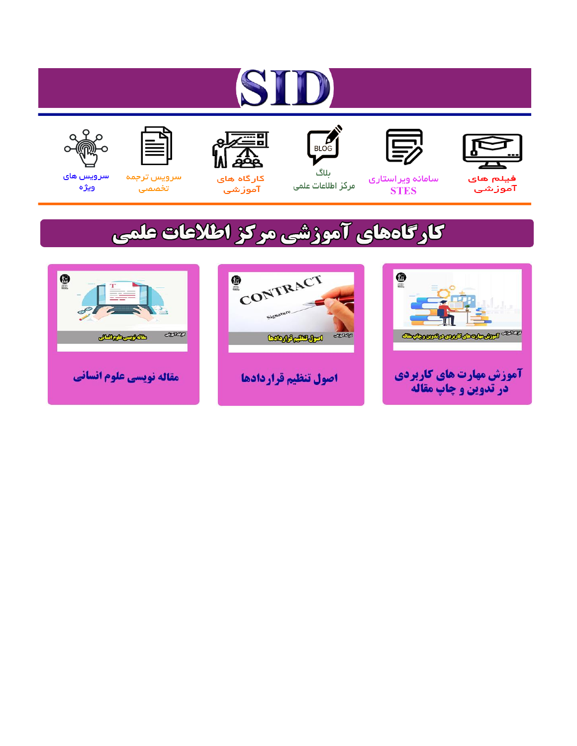SID

فیلم های آموزشی

سامانه ویراستاری STES

بلاگ مرکز اطلاعات علمی

کارگاه های آموزشی

سرویس ترجمه تخصصی

سرویس های ویژه

# کارگاه‌های آموزشی مرکز اطلاعات علمی

آموزش مهارت های کاربردی در تدوین و چاپ مقاله

اصول تنظیم قراردادها

مقاله نویسی علوم انسانی